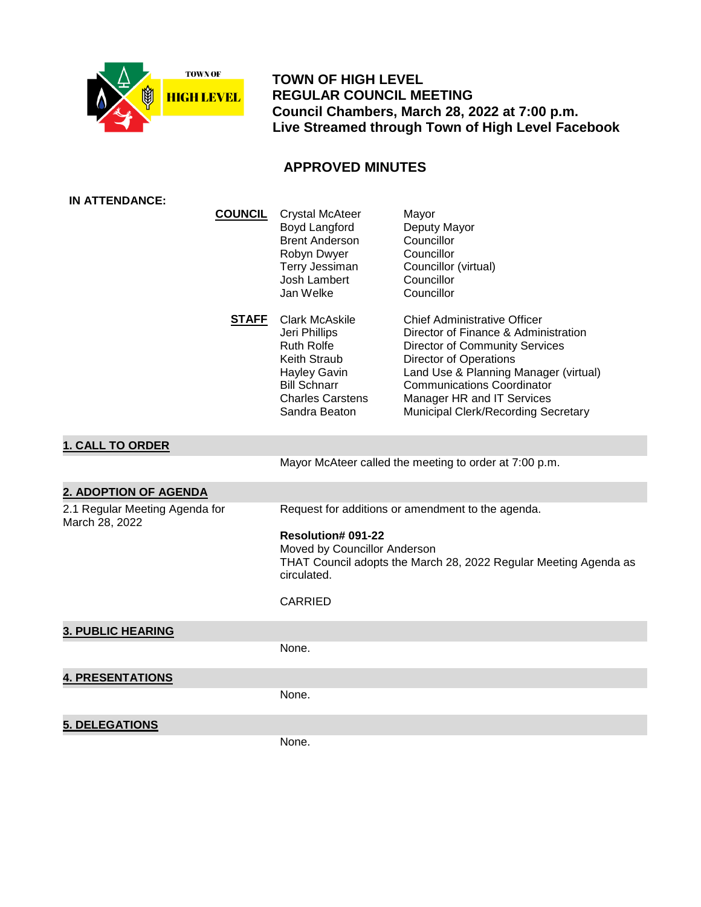TOWN OF HIGH LEVEL

# TOWN OF HIGH LEVEL
# REGULAR COUNCIL MEETING
## Council Chambers, March 28, 2022 at 7:00 p.m.
## Live Streamed through Town of High Level Facebook

## APPROVED MINUTES

**IN ATTENDANCE:**

**COUNCIL**

| Name | Title |
|---|---|
| Crystal McAteer | Mayor |
| Boyd Langford | Deputy Mayor |
| Brent Anderson | Councillor |
| Robyn Dwyer | Councillor |
| Terry Jessiman | Councillor (virtual) |
| Josh Lambert | Councillor |
| Jan Welke | Councillor |

**STAFF**

| Name | Title |
|---|---|
| Clark McAskile | Chief Administrative Officer |
| Jeri Phillips | Director of Finance & Administration |
| Ruth Rolfe | Director of Community Services |
| Keith Straub | Director of Operations |
| Hayley Gavin | Land Use & Planning Manager (virtual) |
| Bill Schnarr | Communications Coordinator |
| Charles Carstens | Manager HR and IT Services |
| Sandra Beaton | Municipal Clerk/Recording Secretary |

## 1. CALL TO ORDER

Mayor McAteer called the meeting to order at 7:00 p.m.

## 2. ADOPTION OF AGENDA

2.1 Regular Meeting Agenda for March 28, 2022

Request for additions or amendment to the agenda.

**Resolution# 091-22**
Moved by Councillor Anderson
THAT Council adopts the March 28, 2022 Regular Meeting Agenda as circulated.

CARRIED

## 3. PUBLIC HEARING

None.

## 4. PRESENTATIONS

None.

## 5. DELEGATIONS

None.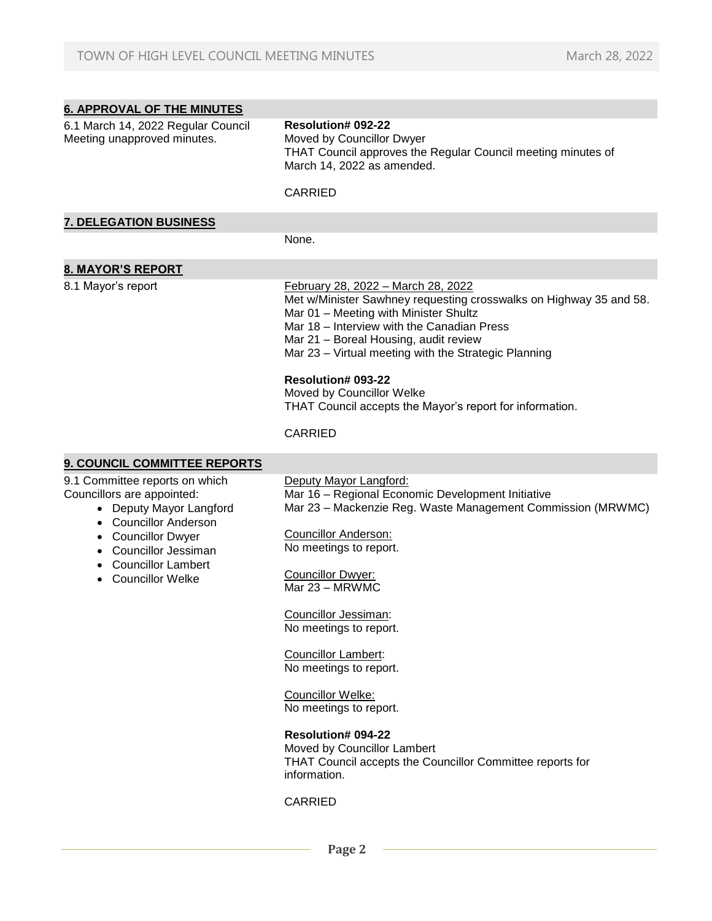## 6. APPROVAL OF THE MINUTES

6.1 March 14, 2022 Regular Council Meeting unapproved minutes.

**Resolution# 092-22**
Moved by Councillor Dwyer
THAT Council approves the Regular Council meeting minutes of March 14, 2022 as amended.

CARRIED

## 7. DELEGATION BUSINESS

None.

## 8. MAYOR'S REPORT

8.1 Mayor's report

February 28, 2022 – March 28, 2022
Met w/Minister Sawhney requesting crosswalks on Highway 35 and 58.
Mar 01 – Meeting with Minister Shultz
Mar 18 – Interview with the Canadian Press
Mar 21 – Boreal Housing, audit review
Mar 23 – Virtual meeting with the Strategic Planning

**Resolution# 093-22**
Moved by Councillor Welke
THAT Council accepts the Mayor's report for information.

CARRIED

## 9. COUNCIL COMMITTEE REPORTS

9.1 Committee reports on which Councillors are appointed:

- Deputy Mayor Langford
- Councillor Anderson
- Councillor Dwyer
- Councillor Jessiman
- Councillor Lambert
- Councillor Welke

Deputy Mayor Langford:
Mar 16 – Regional Economic Development Initiative
Mar 23 – Mackenzie Reg. Waste Management Commission (MRWMC)

Councillor Anderson:
No meetings to report.

Councillor Dwyer:
Mar 23 – MRWMC

Councillor Jessiman:
No meetings to report.

Councillor Lambert:
No meetings to report.

Councillor Welke:
No meetings to report.

**Resolution# 094-22**
Moved by Councillor Lambert
THAT Council accepts the Councillor Committee reports for information.

CARRIED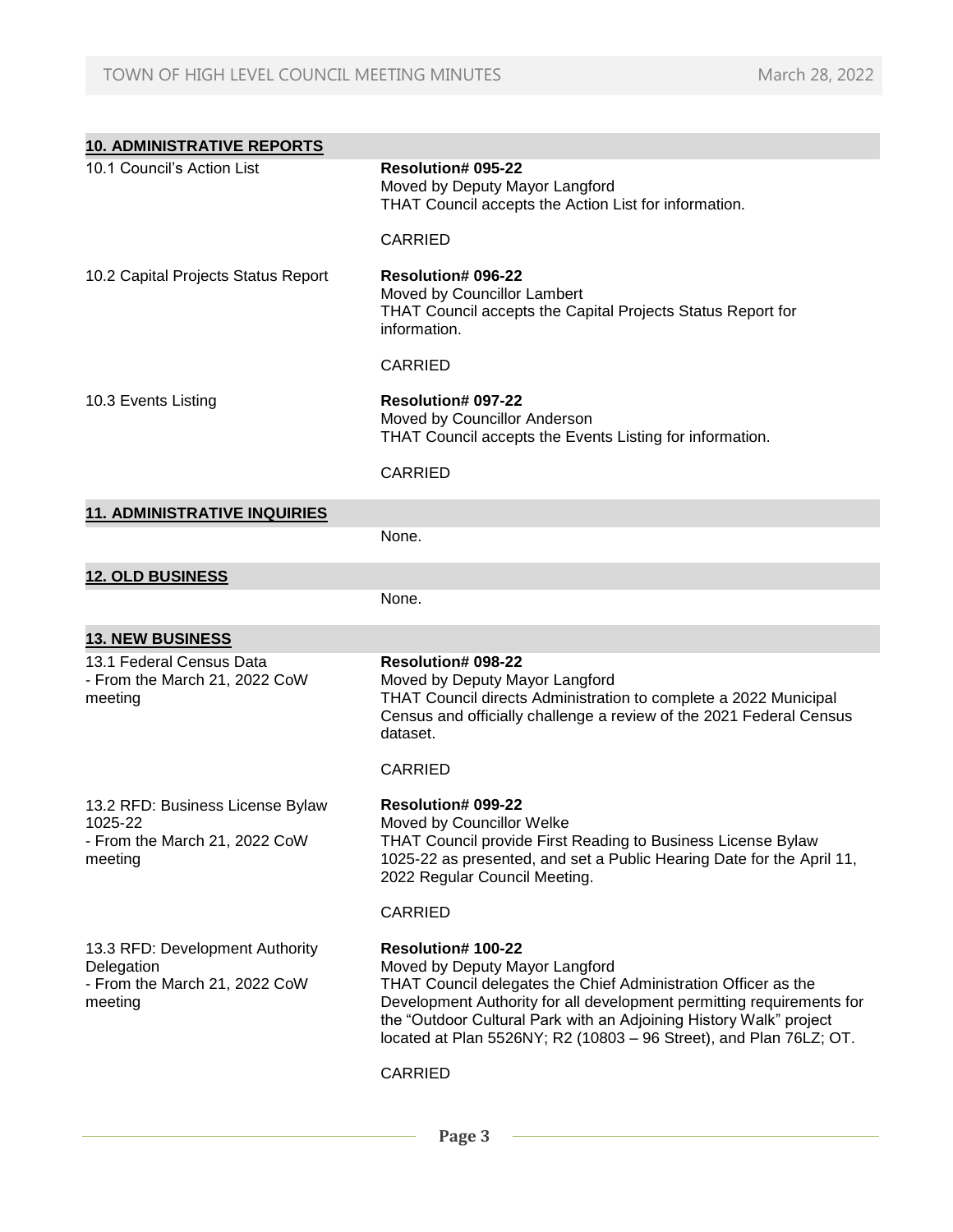## 10. ADMINISTRATIVE REPORTS

10.1 Council's Action List

**Resolution# 095-22**
Moved by Deputy Mayor Langford
THAT Council accepts the Action List for information.

CARRIED

10.2 Capital Projects Status Report

**Resolution# 096-22**
Moved by Councillor Lambert
THAT Council accepts the Capital Projects Status Report for information.

CARRIED

10.3 Events Listing

**Resolution# 097-22**
Moved by Councillor Anderson
THAT Council accepts the Events Listing for information.

CARRIED

## 11. ADMINISTRATIVE INQUIRIES

None.

## 12. OLD BUSINESS

None.

## 13. NEW BUSINESS

13.1 Federal Census Data
- From the March 21, 2022 CoW meeting

**Resolution# 098-22**
Moved by Deputy Mayor Langford
THAT Council directs Administration to complete a 2022 Municipal Census and officially challenge a review of the 2021 Federal Census dataset.

CARRIED

13.2 RFD: Business License Bylaw 1025-22
- From the March 21, 2022 CoW meeting

**Resolution# 099-22**
Moved by Councillor Welke
THAT Council provide First Reading to Business License Bylaw 1025-22 as presented, and set a Public Hearing Date for the April 11, 2022 Regular Council Meeting.

CARRIED

13.3 RFD: Development Authority Delegation
- From the March 21, 2022 CoW meeting

**Resolution# 100-22**
Moved by Deputy Mayor Langford
THAT Council delegates the Chief Administration Officer as the Development Authority for all development permitting requirements for the "Outdoor Cultural Park with an Adjoining History Walk" project located at Plan 5526NY; R2 (10803 – 96 Street), and Plan 76LZ; OT.

CARRIED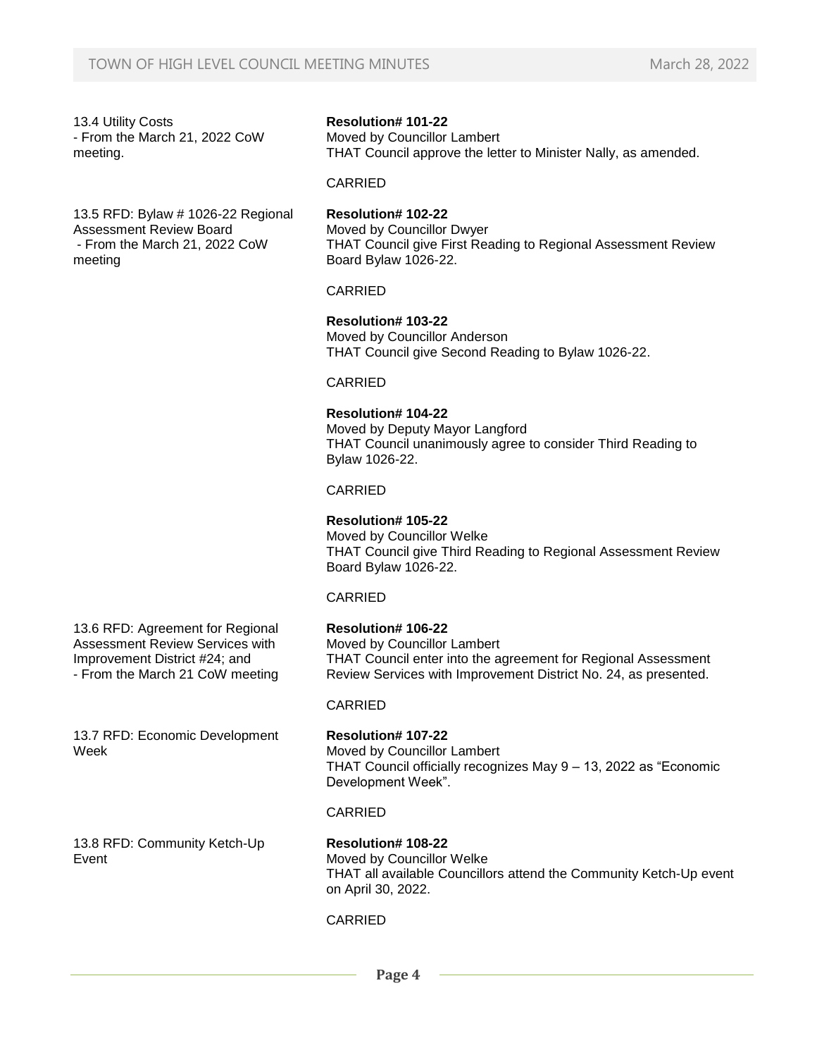13.4 Utility Costs
- From the March 21, 2022 CoW meeting.

**Resolution# 101-22**
Moved by Councillor Lambert
THAT Council approve the letter to Minister Nally, as amended.

CARRIED

13.5 RFD: Bylaw # 1026-22 Regional Assessment Review Board
- From the March 21, 2022 CoW meeting

**Resolution# 102-22**
Moved by Councillor Dwyer
THAT Council give First Reading to Regional Assessment Review Board Bylaw 1026-22.

CARRIED

**Resolution# 103-22**
Moved by Councillor Anderson
THAT Council give Second Reading to Bylaw 1026-22.

CARRIED

**Resolution# 104-22**
Moved by Deputy Mayor Langford
THAT Council unanimously agree to consider Third Reading to Bylaw 1026-22.

CARRIED

**Resolution# 105-22**
Moved by Councillor Welke
THAT Council give Third Reading to Regional Assessment Review Board Bylaw 1026-22.

CARRIED

13.6 RFD: Agreement for Regional Assessment Review Services with Improvement District #24; and
- From the March 21 CoW meeting

**Resolution# 106-22**
Moved by Councillor Lambert
THAT Council enter into the agreement for Regional Assessment Review Services with Improvement District No. 24, as presented.

CARRIED

13.7 RFD: Economic Development Week

**Resolution# 107-22**
Moved by Councillor Lambert
THAT Council officially recognizes May 9 – 13, 2022 as "Economic Development Week".

CARRIED

13.8 RFD: Community Ketch-Up Event

**Resolution# 108-22**
Moved by Councillor Welke
THAT all available Councillors attend the Community Ketch-Up event on April 30, 2022.

CARRIED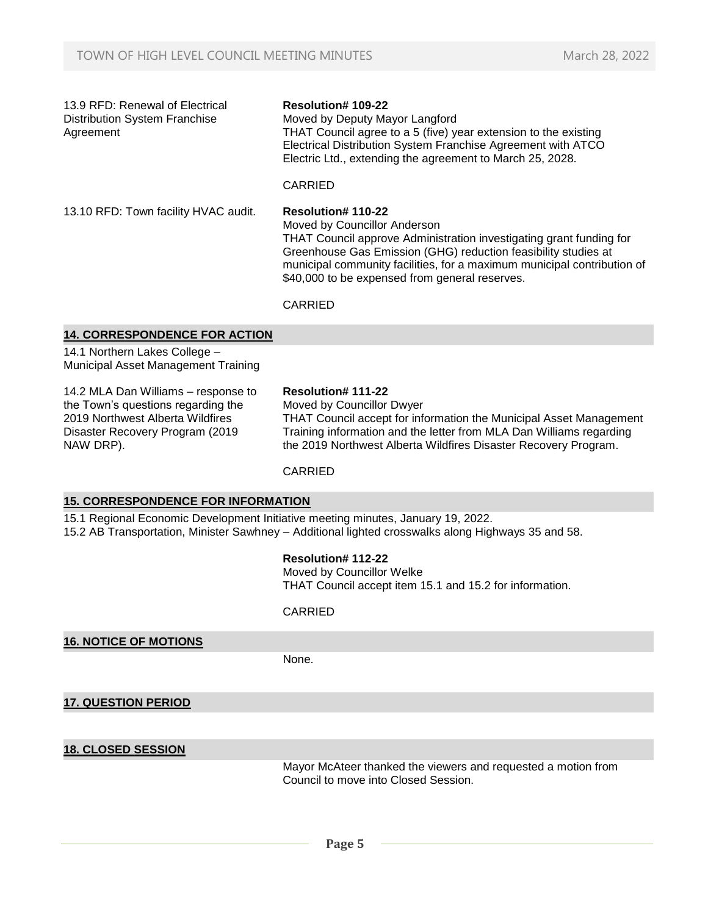13.9 RFD: Renewal of Electrical Distribution System Franchise Agreement

**Resolution# 109-22**
Moved by Deputy Mayor Langford
THAT Council agree to a 5 (five) year extension to the existing Electrical Distribution System Franchise Agreement with ATCO Electric Ltd., extending the agreement to March 25, 2028.

CARRIED

13.10 RFD: Town facility HVAC audit.

**Resolution# 110-22**
Moved by Councillor Anderson
THAT Council approve Administration investigating grant funding for Greenhouse Gas Emission (GHG) reduction feasibility studies at municipal community facilities, for a maximum municipal contribution of $40,000 to be expensed from general reserves.

CARRIED

## 14. CORRESPONDENCE FOR ACTION

14.1 Northern Lakes College – Municipal Asset Management Training

14.2 MLA Dan Williams – response to the Town's questions regarding the 2019 Northwest Alberta Wildfires Disaster Recovery Program (2019 NAW DRP).

**Resolution# 111-22**
Moved by Councillor Dwyer
THAT Council accept for information the Municipal Asset Management Training information and the letter from MLA Dan Williams regarding the 2019 Northwest Alberta Wildfires Disaster Recovery Program.

CARRIED

## 15. CORRESPONDENCE FOR INFORMATION

15.1 Regional Economic Development Initiative meeting minutes, January 19, 2022.
15.2 AB Transportation, Minister Sawhney – Additional lighted crosswalks along Highways 35 and 58.

**Resolution# 112-22**
Moved by Councillor Welke
THAT Council accept item 15.1 and 15.2 for information.

CARRIED

## 16. NOTICE OF MOTIONS

None.

## 17. QUESTION PERIOD

## 18. CLOSED SESSION

Mayor McAteer thanked the viewers and requested a motion from Council to move into Closed Session.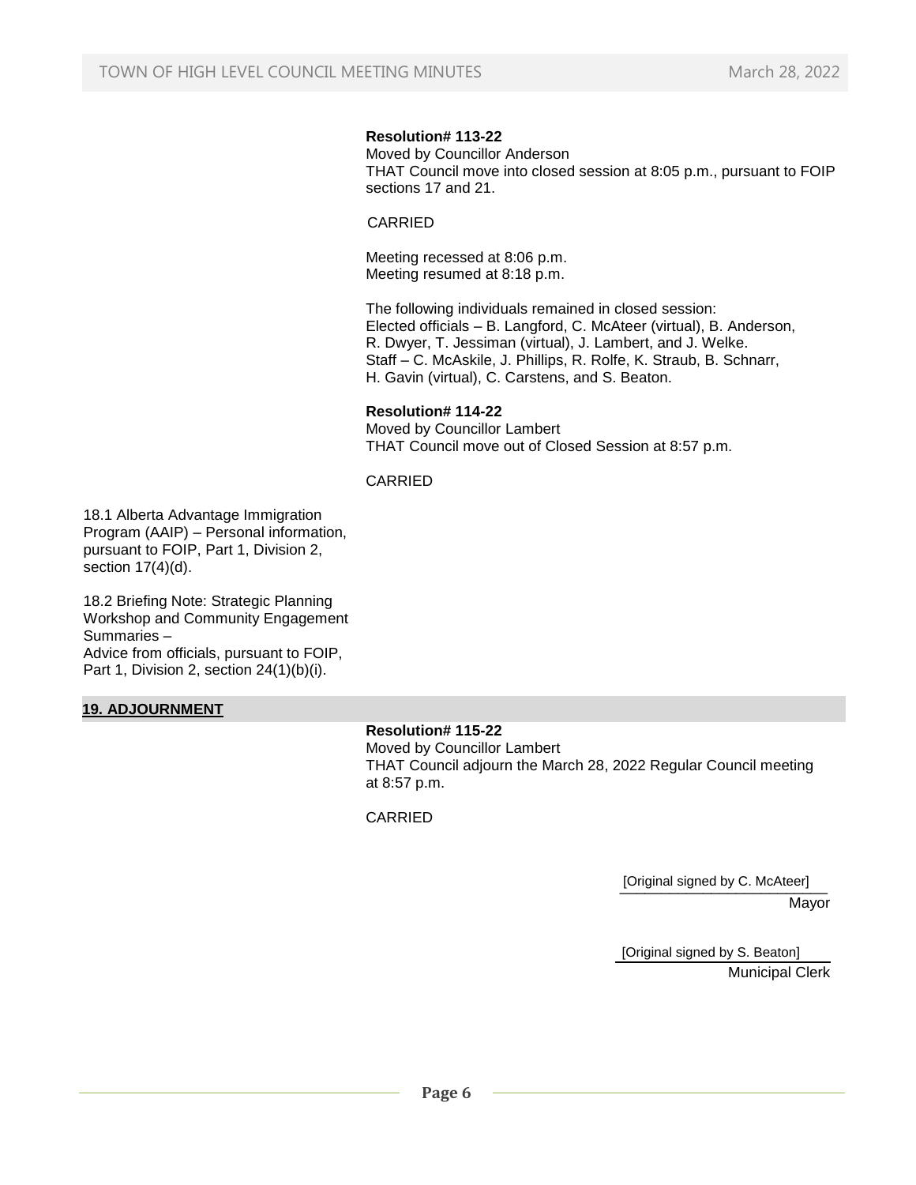**Resolution# 113-22**
Moved by Councillor Anderson
THAT Council move into closed session at 8:05 p.m., pursuant to FOIP sections 17 and 21.

CARRIED

Meeting recessed at 8:06 p.m.
Meeting resumed at 8:18 p.m.

The following individuals remained in closed session:
Elected officials – B. Langford, C. McAteer (virtual), B. Anderson, R. Dwyer, T. Jessiman (virtual), J. Lambert, and J. Welke.
Staff – C. McAskile, J. Phillips, R. Rolfe, K. Straub, B. Schnarr, H. Gavin (virtual), C. Carstens, and S. Beaton.

**Resolution# 114-22**
Moved by Councillor Lambert
THAT Council move out of Closed Session at 8:57 p.m.

CARRIED

18.1 Alberta Advantage Immigration Program (AAIP) – Personal information, pursuant to FOIP, Part 1, Division 2, section 17(4)(d).

18.2 Briefing Note: Strategic Planning Workshop and Community Engagement Summaries –
Advice from officials, pursuant to FOIP, Part 1, Division 2, section 24(1)(b)(i).

## 19. ADJOURNMENT

**Resolution# 115-22**
Moved by Councillor Lambert
THAT Council adjourn the March 28, 2022 Regular Council meeting at 8:57 p.m.

CARRIED

[Original signed by C. McAteer]
Mayor

[Original signed by S. Beaton]
Municipal Clerk